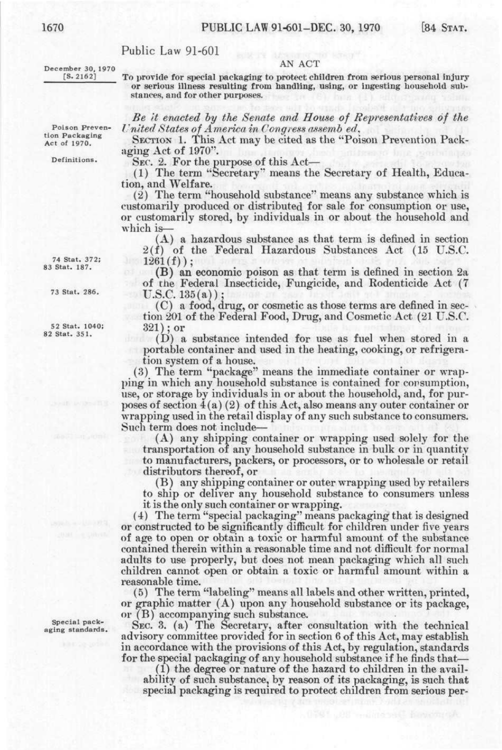# Public Law 91-601

December 30, 1970
[S. 2162]

AN ACT

To provide for special packaging to protect children from serious personal injury or serious illness resulting from handling, using, or ingesting household substances, and for other purposes.

*Be it enacted by the Senate and House of Representatives of the United States of America in Congress assembled,*

Poison Prevention Packaging Act of 1970.

SECTION 1. This Act may be cited as the "Poison Prevention Packaging Act of 1970".

Definitions.

SEC. 2. For the purpose of this Act—

(1) The term "Secretary" means the Secretary of Health, Education, and Welfare.

(2) The term "household substance" means any substance which is customarily produced or distributed for sale for consumption or use, or customarily stored, by individuals in or about the household and which is—

(A) a hazardous substance as that term is defined in section 2(f) of the Federal Hazardous Substances Act (15 U.S.C. 1261(f));

74 Stat. 372; 83 Stat. 187.

(B) an economic poison as that term is defined in section 2a of the Federal Insecticide, Fungicide, and Rodenticide Act (7 U.S.C. 135(a));

73 Stat. 286.

(C) a food, drug, or cosmetic as those terms are defined in section 201 of the Federal Food, Drug, and Cosmetic Act (21 U.S.C. 321); or

52 Stat. 1040; 82 Stat. 351.

(D) a substance intended for use as fuel when stored in a portable container and used in the heating, cooking, or refrigeration system of a house.

(3) The term "package" means the immediate container or wrapping in which any household substance is contained for consumption, use, or storage by individuals in or about the household, and, for purposes of section 4(a)(2) of this Act, also means any outer container or wrapping used in the retail display of any such substance to consumers. Such term does not include—

(A) any shipping container or wrapping used solely for the transportation of any household substance in bulk or in quantity to manufacturers, packers, or processors, or to wholesale or retail distributors thereof, or

(B) any shipping container or outer wrapping used by retailers to ship or deliver any household substance to consumers unless it is the only such container or wrapping.

(4) The term "special packaging" means packaging that is designed or constructed to be significantly difficult for children under five years of age to open or obtain a toxic or harmful amount of the substance contained therein within a reasonable time and not difficult for normal adults to use properly, but does not mean packaging which all such children cannot open or obtain a toxic or harmful amount within a reasonable time.

(5) The term "labeling" means all labels and other written, printed, or graphic matter (A) upon any household substance or its package, or (B) accompanying such substance.

Special packaging standards.

SEC. 3. (a) The Secretary, after consultation with the technical advisory committee provided for in section 6 of this Act, may establish in accordance with the provisions of this Act, by regulation, standards for the special packaging of any household substance if he finds that—

(1) the degree or nature of the hazard to children in the availability of such substance, by reason of its packaging, is such that special packaging is required to protect children from serious per-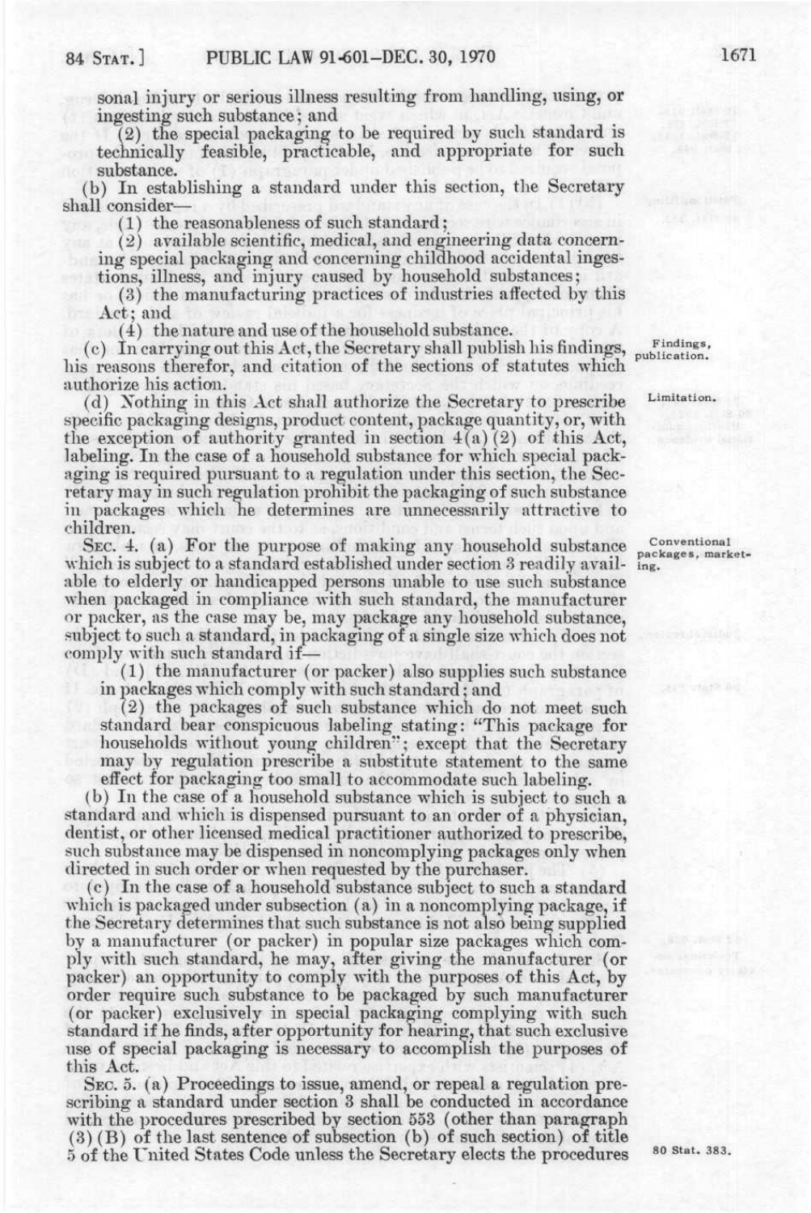sonal injury or serious illness resulting from handling, using, or ingesting such substance; and

(2) the special packaging to be required by such standard is technically feasible, practicable, and appropriate for such substance.

(b) In establishing a standard under this section, the Secretary shall consider—

(1) the reasonableness of such standard;

(2) available scientific, medical, and engineering data concerning special packaging and concerning childhood accidental ingestions, illness, and injury caused by household substances;

(3) the manufacturing practices of industries affected by this Act; and

(4) the nature and use of the household substance.

(c) In carrying out this Act, the Secretary shall publish his findings, his reasons therefor, and citation of the sections of statutes which authorize his action.

Findings, publication.

(d) Nothing in this Act shall authorize the Secretary to prescribe specific packaging designs, product content, package quantity, or, with the exception of authority granted in section 4(a)(2) of this Act, labeling. In the case of a household substance for which special packaging is required pursuant to a regulation under this section, the Secretary may in such regulation prohibit the packaging of such substance in packages which he determines are unnecessarily attractive to children.

Limitation.

SEC. 4. (a) For the purpose of making any household substance which is subject to a standard established under section 3 readily available to elderly or handicapped persons unable to use such substance when packaged in compliance with such standard, the manufacturer or packer, as the case may be, may package any household substance, subject to such a standard, in packaging of a single size which does not comply with such standard if—

Conventional packages, marketing.

(1) the manufacturer (or packer) also supplies such substance in packages which comply with such standard; and

(2) the packages of such substance which do not meet such standard bear conspicuous labeling stating: "This package for households without young children"; except that the Secretary may by regulation prescribe a substitute statement to the same effect for packaging too small to accommodate such labeling.

(b) In the case of a household substance which is subject to such a standard and which is dispensed pursuant to an order of a physician, dentist, or other licensed medical practitioner authorized to prescribe, such substance may be dispensed in noncomplying packages only when directed in such order or when requested by the purchaser.

(c) In the case of a household substance subject to such a standard which is packaged under subsection (a) in a noncomplying package, if the Secretary determines that such substance is not also being supplied by a manufacturer (or packer) in popular size packages which comply with such standard, he may, after giving the manufacturer (or packer) an opportunity to comply with the purposes of this Act, by order require such substance to be packaged by such manufacturer (or packer) exclusively in special packaging complying with such standard if he finds, after opportunity for hearing, that such exclusive use of special packaging is necessary to accomplish the purposes of this Act.

SEC. 5. (a) Proceedings to issue, amend, or repeal a regulation prescribing a standard under section 3 shall be conducted in accordance with the procedures prescribed by section 553 (other than paragraph (3)(B) of the last sentence of subsection (b) of such section) of title 5 of the United States Code unless the Secretary elects the procedures

80 Stat. 383.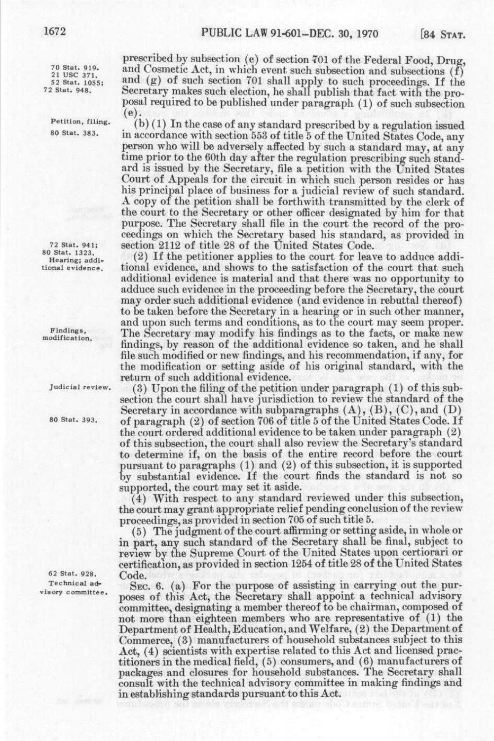prescribed by subsection (e) of section 701 of the Federal Food, Drug, and Cosmetic Act, in which event such subsection and subsections (f) and (g) of such section 701 shall apply to such proceedings. If the Secretary makes such election, he shall publish that fact with the proposal required to be published under paragraph (1) of such subsection (e).

70 Stat. 919.
21 USC 371.
52 Stat. 1055;
72 Stat. 948.

Petition, filing.
80 Stat. 383.

(b) (1) In the case of any standard prescribed by a regulation issued in accordance with section 553 of title 5 of the United States Code, any person who will be adversely affected by such a standard may, at any time prior to the 60th day after the regulation prescribing such standard is issued by the Secretary, file a petition with the United States Court of Appeals for the circuit in which such person resides or has his principal place of business for a judicial review of such standard. A copy of the petition shall be forthwith transmitted by the clerk of the court to the Secretary or other officer designated by him for that purpose. The Secretary shall file in the court the record of the proceedings on which the Secretary based his standard, as provided in section 2112 of title 28 of the United States Code.

72 Stat. 941;
80 Stat. 1323.
Hearing; additional evidence.

(2) If the petitioner applies to the court for leave to adduce additional evidence, and shows to the satisfaction of the court that such additional evidence is material and that there was no opportunity to adduce such evidence in the proceeding before the Secretary, the court may order such additional evidence (and evidence in rebuttal thereof) to be taken before the Secretary in a hearing or in such other manner, and upon such terms and conditions, as to the court may seem proper. The Secretary may modify his findings as to the facts, or make new findings, by reason of the additional evidence so taken, and he shall file such modified or new findings, and his recommendation, if any, for the modification or setting aside of his original standard, with the return of such additional evidence.

Findings, modification.

Judicial review.
80 Stat. 393.

(3) Upon the filing of the petition under paragraph (1) of this subsection the court shall have jurisdiction to review the standard of the Secretary in accordance with subparagraphs (A), (B), (C), and (D) of paragraph (2) of section 706 of title 5 of the United States Code. If the court ordered additional evidence to be taken under paragraph (2) of this subsection, the court shall also review the Secretary's standard to determine if, on the basis of the entire record before the court pursuant to paragraphs (1) and (2) of this subsection, it is supported by substantial evidence. If the court finds the standard is not so supported, the court may set it aside.

(4) With respect to any standard reviewed under this subsection, the court may grant appropriate relief pending conclusion of the review proceedings, as provided in section 705 of such title 5.

(5) The judgment of the court affirming or setting aside, in whole or in part, any such standard of the Secretary shall be final, subject to review by the Supreme Court of the United States upon certiorari or certification, as provided in section 1254 of title 28 of the United States Code.

62 Stat. 928.
Technical advisory committee.

SEC. 6. (a) For the purpose of assisting in carrying out the purposes of this Act, the Secretary shall appoint a technical advisory committee, designating a member thereof to be chairman, composed of not more than eighteen members who are representative of (1) the Department of Health, Education, and Welfare, (2) the Department of Commerce, (3) manufacturers of household substances subject to this Act, (4) scientists with expertise related to this Act and licensed practitioners in the medical field, (5) consumers, and (6) manufacturers of packages and closures for household substances. The Secretary shall consult with the technical advisory committee in making findings and in establishing standards pursuant to this Act.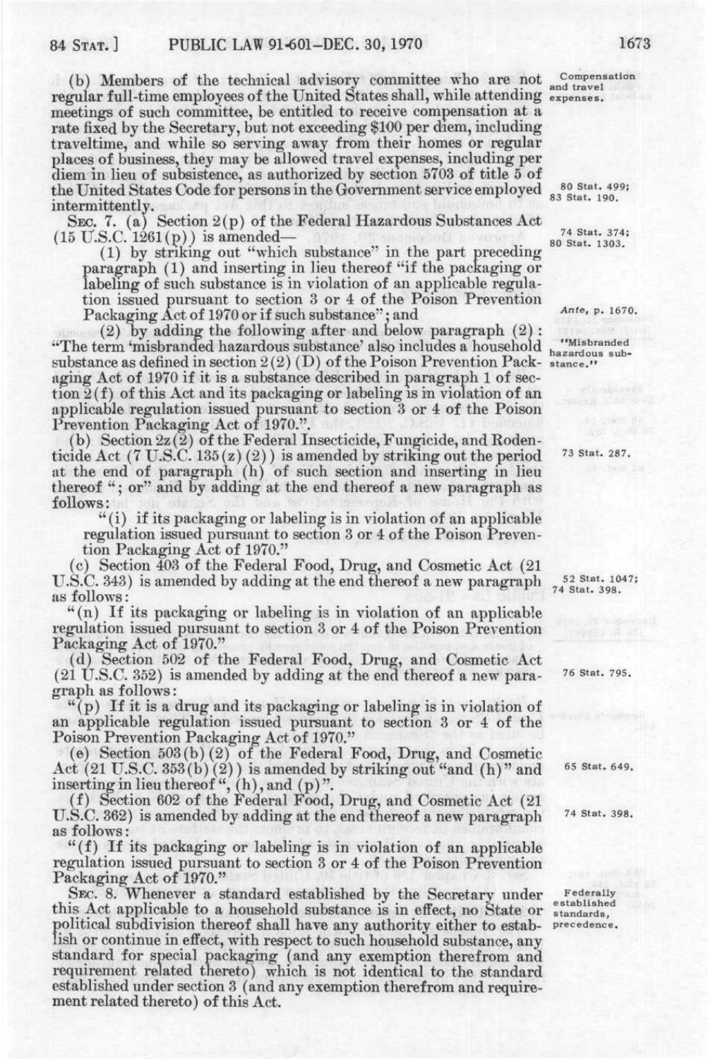(b) Members of the technical advisory committee who are not regular full-time employees of the United States shall, while attending meetings of such committee, be entitled to receive compensation at a rate fixed by the Secretary, but not exceeding $100 per diem, including traveltime, and while so serving away from their homes or regular places of business, they may be allowed travel expenses, including per diem in lieu of subsistence, as authorized by section 5703 of title 5 of the United States Code for persons in the Government service employed intermittently.

Compensation and travel expenses.

80 Stat. 499; 83 Stat. 190.

SEC. 7. (a) Section 2(p) of the Federal Hazardous Substances Act (15 U.S.C. 1261(p)) is amended—

74 Stat. 374; 80 Stat. 1303.

(1) by striking out "which substance" in the part preceding paragraph (1) and inserting in lieu thereof "if the packaging or labeling of such substance is in violation of an applicable regulation issued pursuant to section 3 or 4 of the Poison Prevention Packaging Act of 1970 or if such substance"; and

*Ante*, p. 1670.

(2) by adding the following after and below paragraph (2): "The term 'misbranded hazardous substance' also includes a household substance as defined in section 2(2)(D) of the Poison Prevention Packaging Act of 1970 if it is a substance described in paragraph 1 of section 2(f) of this Act and its packaging or labeling is in violation of an applicable regulation issued pursuant to section 3 or 4 of the Poison Prevention Packaging Act of 1970.".

"Misbranded hazardous substance."

(b) Section 2z(2) of the Federal Insecticide, Fungicide, and Rodenticide Act (7 U.S.C. 135(z)(2)) is amended by striking out the period at the end of paragraph (h) of such section and inserting in lieu thereof "; or" and by adding at the end thereof a new paragraph as follows:

73 Stat. 287.

"(i) if its packaging or labeling is in violation of an applicable regulation issued pursuant to section 3 or 4 of the Poison Prevention Packaging Act of 1970."

(c) Section 403 of the Federal Food, Drug, and Cosmetic Act (21 U.S.C. 343) is amended by adding at the end thereof a new paragraph as follows:

52 Stat. 1047; 74 Stat. 398.

"(n) If its packaging or labeling is in violation of an applicable regulation issued pursuant to section 3 or 4 of the Poison Prevention Packaging Act of 1970."

(d) Section 502 of the Federal Food, Drug, and Cosmetic Act (21 U.S.C. 352) is amended by adding at the end thereof a new paragraph as follows:

76 Stat. 795.

"(p) If it is a drug and its packaging or labeling is in violation of an applicable regulation issued pursuant to section 3 or 4 of the Poison Prevention Packaging Act of 1970."

(e) Section 503(b)(2) of the Federal Food, Drug, and Cosmetic Act (21 U.S.C. 353(b)(2)) is amended by striking out "and (h)" and inserting in lieu thereof ", (h), and (p)".

65 Stat. 649.

(f) Section 602 of the Federal Food, Drug, and Cosmetic Act (21 U.S.C. 362) is amended by adding at the end thereof a new paragraph as follows:

74 Stat. 398.

"(f) If its packaging or labeling is in violation of an applicable regulation issued pursuant to section 3 or 4 of the Poison Prevention Packaging Act of 1970."

SEC. 8. Whenever a standard established by the Secretary under this Act applicable to a household substance is in effect, no State or political subdivision thereof shall have any authority either to establish or continue in effect, with respect to such household substance, any standard for special packaging (and any exemption therefrom and requirement related thereto) which is not identical to the standard established under section 3 (and any exemption therefrom and requirement related thereto) of this Act.

Federally established standards, precedence.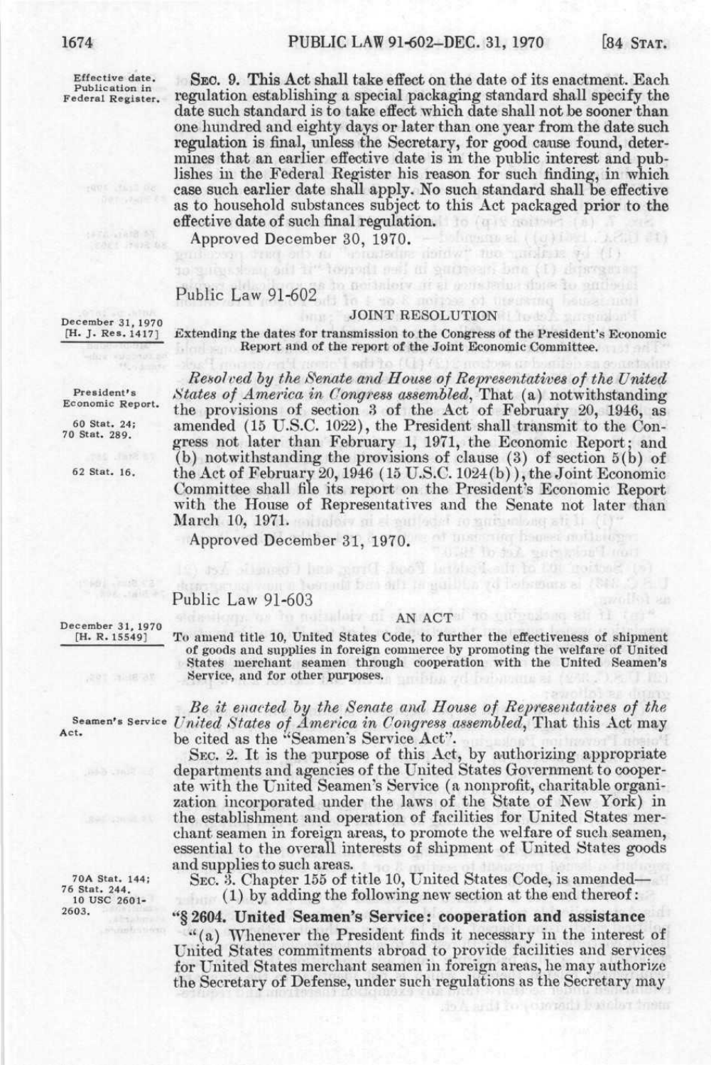Effective date. Publication in Federal Register.

SEC. 9. This Act shall take effect on the date of its enactment. Each regulation establishing a special packaging standard shall specify the date such standard is to take effect which date shall not be sooner than one hundred and eighty days or later than one year from the date such regulation is final, unless the Secretary, for good cause found, determines that an earlier effective date is in the public interest and publishes in the Federal Register his reason for such finding, in which case such earlier date shall apply. No such standard shall be effective as to household substances subject to this Act packaged prior to the effective date of such final regulation.

Approved December 30, 1970.

## Public Law 91-602

December 31, 1970
[H. J. Res. 1417]

### JOINT RESOLUTION

Extending the dates for transmission to the Congress of the President's Economic Report and of the report of the Joint Economic Committee.

President's Economic Report.

60 Stat. 24; 70 Stat. 289.

62 Stat. 16.

*Resolved by the Senate and House of Representatives of the United States of America in Congress assembled*, That (a) notwithstanding the provisions of section 3 of the Act of February 20, 1946, as amended (15 U.S.C. 1022), the President shall transmit to the Congress not later than February 1, 1971, the Economic Report; and (b) notwithstanding the provisions of clause (3) of section 5(b) of the Act of February 20, 1946 (15 U.S.C. 1024(b)), the Joint Economic Committee shall file its report on the President's Economic Report with the House of Representatives and the Senate not later than March 10, 1971.

Approved December 31, 1970.

## Public Law 91-603

December 31, 1970
[H. R. 15549]

### AN ACT

To amend title 10, United States Code, to further the effectiveness of shipment of goods and supplies in foreign commerce by promoting the welfare of United States merchant seamen through cooperation with the United Seamen's Service, and for other purposes.

Seamen's Service Act.

*Be it enacted by the Senate and House of Representatives of the United States of America in Congress assembled*, That this Act may be cited as the "Seamen's Service Act".

SEC. 2. It is the purpose of this Act, by authorizing appropriate departments and agencies of the United States Government to cooperate with the United Seamen's Service (a nonprofit, charitable organization incorporated under the laws of the State of New York) in the establishment and operation of facilities for United States merchant seamen in foreign areas, to promote the welfare of such seamen, essential to the overall interests of shipment of United States goods and supplies to such areas.

70A Stat. 144; 76 Stat. 244. 10 USC 2601-2603.

SEC. 3. Chapter 155 of title 10, United States Code, is amended—

(1) by adding the following new section at the end thereof:

**"§ 2604. United Seamen's Service: cooperation and assistance**

"(a) Whenever the President finds it necessary in the interest of United States commitments abroad to provide facilities and services for United States merchant seamen in foreign areas, he may authorize the Secretary of Defense, under such regulations as the Secretary may